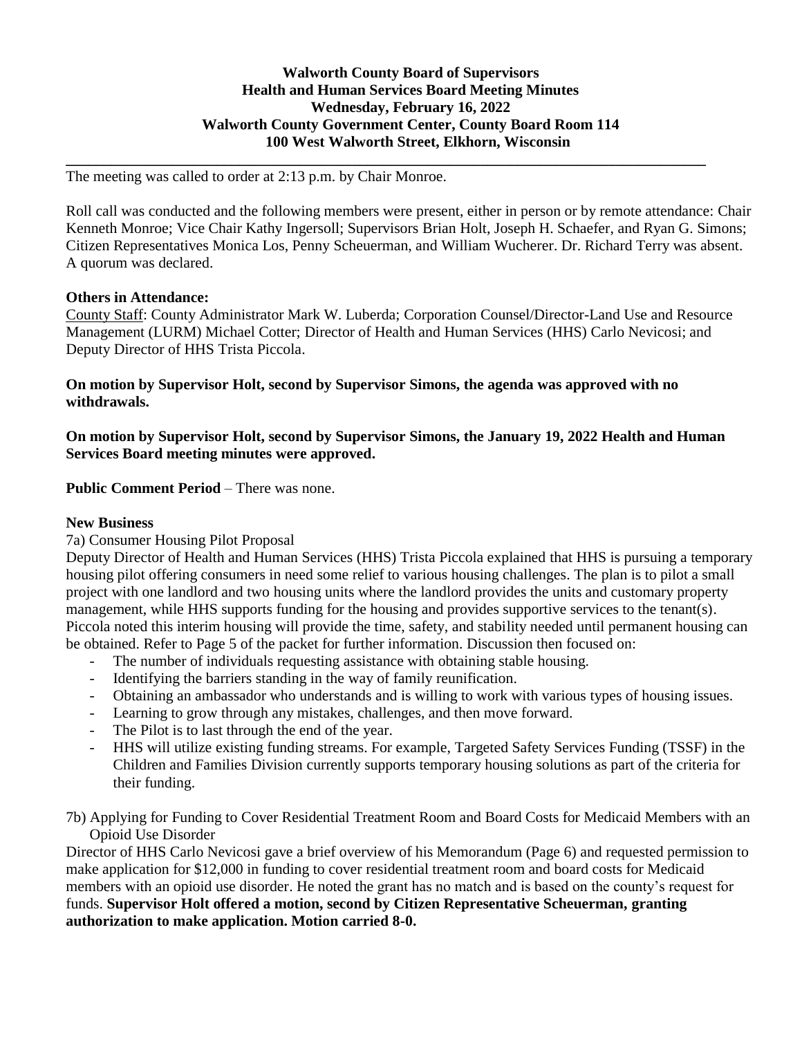**Walworth County Board of Supervisors**
**Health and Human Services Board Meeting Minutes**
**Wednesday, February 16, 2022**
**Walworth County Government Center, County Board Room 114**
**100 West Walworth Street, Elkhorn, Wisconsin**

---

The meeting was called to order at 2:13 p.m. by Chair Monroe.

Roll call was conducted and the following members were present, either in person or by remote attendance: Chair Kenneth Monroe; Vice Chair Kathy Ingersoll; Supervisors Brian Holt, Joseph H. Schaefer, and Ryan G. Simons; Citizen Representatives Monica Los, Penny Scheuerman, and William Wucherer. Dr. Richard Terry was absent. A quorum was declared.

**Others in Attendance:**

County Staff: County Administrator Mark W. Luberda; Corporation Counsel/Director-Land Use and Resource Management (LURM) Michael Cotter; Director of Health and Human Services (HHS) Carlo Nevicosi; and Deputy Director of HHS Trista Piccola.

**On motion by Supervisor Holt, second by Supervisor Simons, the agenda was approved with no withdrawals.**

**On motion by Supervisor Holt, second by Supervisor Simons, the January 19, 2022 Health and Human Services Board meeting minutes were approved.**

**Public Comment Period** – There was none.

**New Business**

7a) Consumer Housing Pilot Proposal

Deputy Director of Health and Human Services (HHS) Trista Piccola explained that HHS is pursuing a temporary housing pilot offering consumers in need some relief to various housing challenges. The plan is to pilot a small project with one landlord and two housing units where the landlord provides the units and customary property management, while HHS supports funding for the housing and provides supportive services to the tenant(s). Piccola noted this interim housing will provide the time, safety, and stability needed until permanent housing can be obtained. Refer to Page 5 of the packet for further information. Discussion then focused on:

- The number of individuals requesting assistance with obtaining stable housing.
- Identifying the barriers standing in the way of family reunification.
- Obtaining an ambassador who understands and is willing to work with various types of housing issues.
- Learning to grow through any mistakes, challenges, and then move forward.
- The Pilot is to last through the end of the year.
- HHS will utilize existing funding streams. For example, Targeted Safety Services Funding (TSSF) in the Children and Families Division currently supports temporary housing solutions as part of the criteria for their funding.

7b) Applying for Funding to Cover Residential Treatment Room and Board Costs for Medicaid Members with an Opioid Use Disorder

Director of HHS Carlo Nevicosi gave a brief overview of his Memorandum (Page 6) and requested permission to make application for $12,000 in funding to cover residential treatment room and board costs for Medicaid members with an opioid use disorder. He noted the grant has no match and is based on the county's request for funds. **Supervisor Holt offered a motion, second by Citizen Representative Scheuerman, granting authorization to make application. Motion carried 8-0.**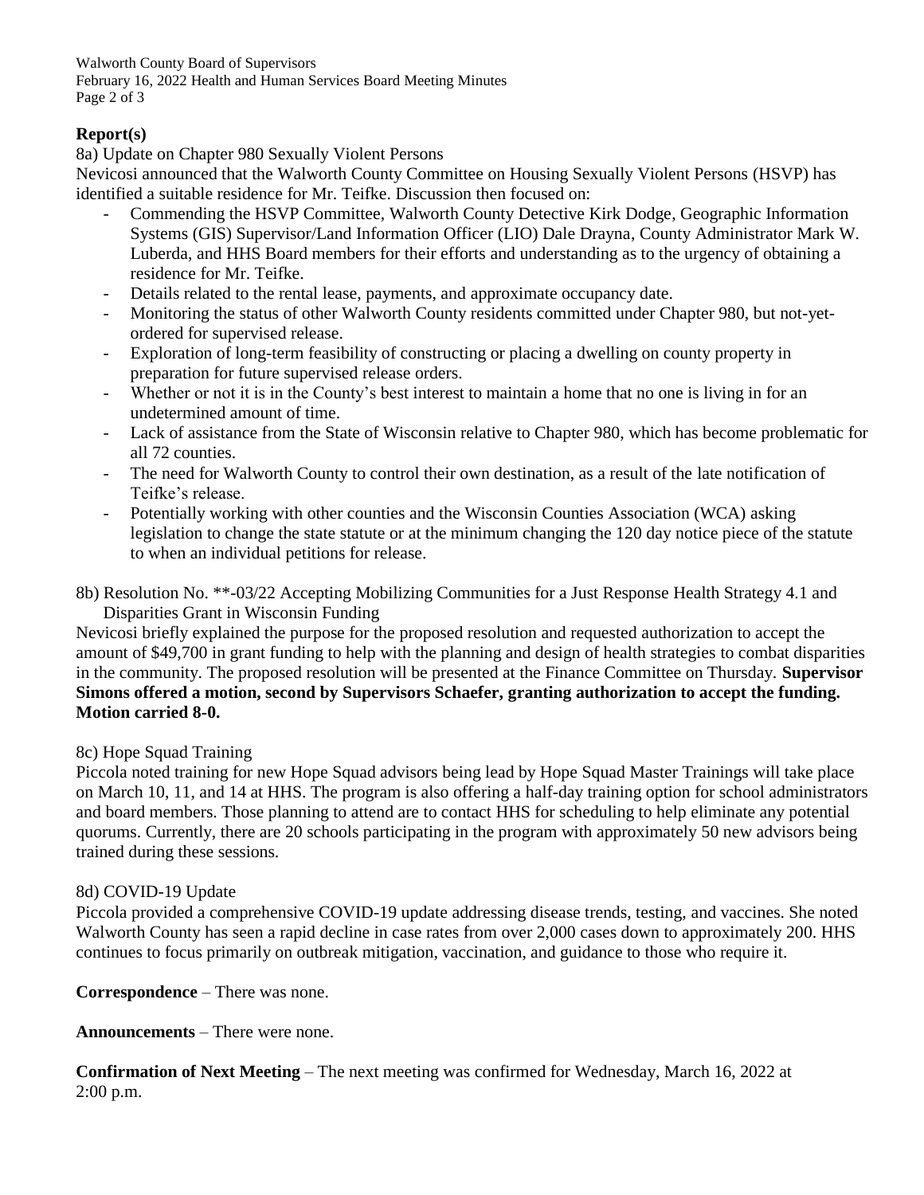**Report(s)**

8a) Update on Chapter 980 Sexually Violent Persons

Nevicosi announced that the Walworth County Committee on Housing Sexually Violent Persons (HSVP) has identified a suitable residence for Mr. Teifke. Discussion then focused on:

- Commending the HSVP Committee, Walworth County Detective Kirk Dodge, Geographic Information Systems (GIS) Supervisor/Land Information Officer (LIO) Dale Drayna, County Administrator Mark W. Luberda, and HHS Board members for their efforts and understanding as to the urgency of obtaining a residence for Mr. Teifke.
- Details related to the rental lease, payments, and approximate occupancy date.
- Monitoring the status of other Walworth County residents committed under Chapter 980, but not-yet-ordered for supervised release.
- Exploration of long-term feasibility of constructing or placing a dwelling on county property in preparation for future supervised release orders.
- Whether or not it is in the County's best interest to maintain a home that no one is living in for an undetermined amount of time.
- Lack of assistance from the State of Wisconsin relative to Chapter 980, which has become problematic for all 72 counties.
- The need for Walworth County to control their own destination, as a result of the late notification of Teifke's release.
- Potentially working with other counties and the Wisconsin Counties Association (WCA) asking legislation to change the state statute or at the minimum changing the 120 day notice piece of the statute to when an individual petitions for release.

8b) Resolution No. **-03/22 Accepting Mobilizing Communities for a Just Response Health Strategy 4.1 and Disparities Grant in Wisconsin Funding

Nevicosi briefly explained the purpose for the proposed resolution and requested authorization to accept the amount of $49,700 in grant funding to help with the planning and design of health strategies to combat disparities in the community. The proposed resolution will be presented at the Finance Committee on Thursday. **Supervisor Simons offered a motion, second by Supervisors Schaefer, granting authorization to accept the funding. Motion carried 8-0.**

8c) Hope Squad Training

Piccola noted training for new Hope Squad advisors being lead by Hope Squad Master Trainings will take place on March 10, 11, and 14 at HHS. The program is also offering a half-day training option for school administrators and board members. Those planning to attend are to contact HHS for scheduling to help eliminate any potential quorums. Currently, there are 20 schools participating in the program with approximately 50 new advisors being trained during these sessions.

8d) COVID-19 Update

Piccola provided a comprehensive COVID-19 update addressing disease trends, testing, and vaccines. She noted Walworth County has seen a rapid decline in case rates from over 2,000 cases down to approximately 200. HHS continues to focus primarily on outbreak mitigation, vaccination, and guidance to those who require it.

**Correspondence** – There was none.

**Announcements** – There were none.

**Confirmation of Next Meeting** – The next meeting was confirmed for Wednesday, March 16, 2022 at 2:00 p.m.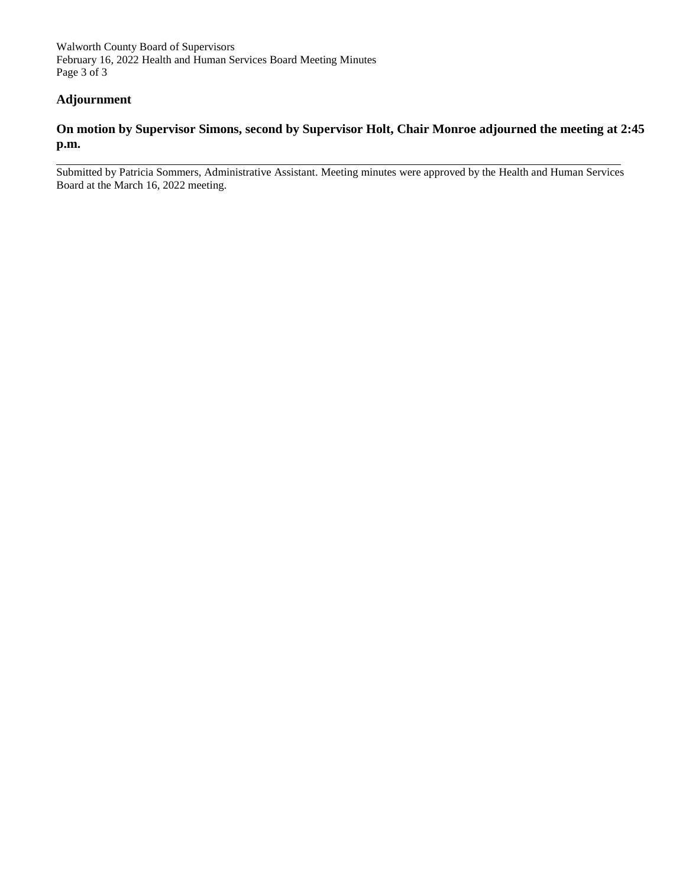## Adjournment

**On motion by Supervisor Simons, second by Supervisor Holt, Chair Monroe adjourned the meeting at 2:45 p.m.**

---

Submitted by Patricia Sommers, Administrative Assistant. Meeting minutes were approved by the Health and Human Services Board at the March 16, 2022 meeting.